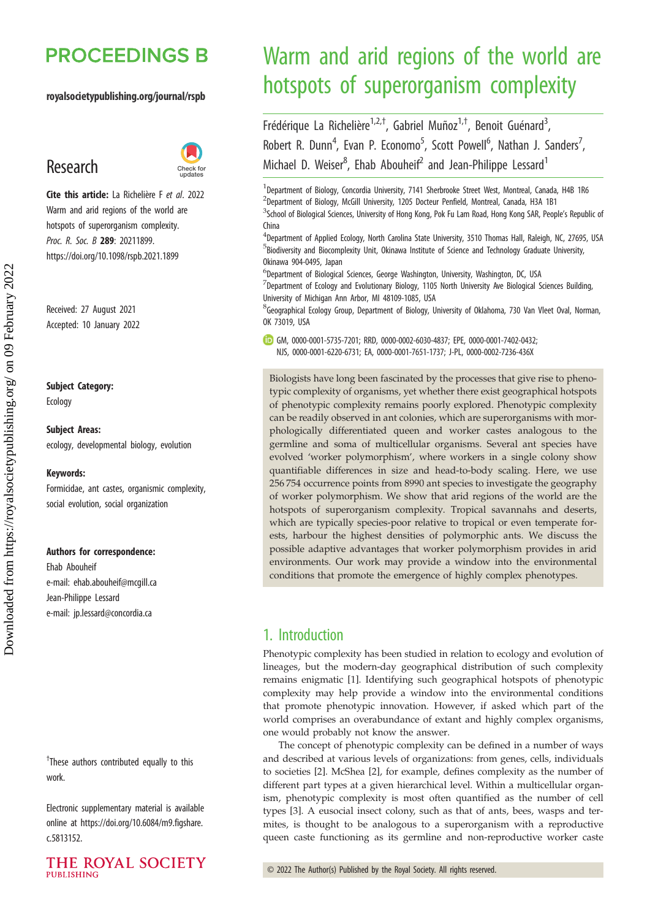# Warm and arid regions of the world are hotspots of superorganism complexity

Frédérique La Richelière[1,2,†], Gabriel Muñoz[1,†], Benoit Guénard[3], Robert R. Dunn[4], Evan P. Economo[5], Scott Powell[6], Nathan J. Sanders[7], Michael D. Weiser[8], Ehab Abouheif[2] and Jean-Philippe Lessard[1]

[1]Department of Biology, Concordia University, 7141 Sherbrooke Street West, Montreal, Canada, H4B 1R6
[2]Department of Biology, McGill University, 1205 Docteur Penfield, Montreal, Canada, H3A 1B1
[3]School of Biological Sciences, University of Hong Kong, Pok Fu Lam Road, Hong Kong SAR, People's Republic of China
[4]Department of Applied Ecology, North Carolina State University, 3510 Thomas Hall, Raleigh, NC, 27695, USA
[5]Biodiversity and Biocomplexity Unit, Okinawa Institute of Science and Technology Graduate University, Okinawa 904-0495, Japan
[6]Department of Biological Sciences, George Washington, University, Washington, DC, USA
[7]Department of Ecology and Evolutionary Biology, 1105 North University Ave Biological Sciences Building, University of Michigan Ann Arbor, MI 48109-1085, USA
[8]Geographical Ecology Group, Department of Biology, University of Oklahoma, 730 Van Vleet Oval, Norman, OK 73019, USA

GM, 0000-0001-5735-7201; RRD, 0000-0002-6030-4837; EPE, 0000-0001-7402-0432; NJS, 0000-0001-6220-6731; EA, 0000-0001-7651-1737; J-PL, 0000-0002-7236-436X

Research

**Cite this article:** La Richelière F *et al.* 2022 Warm and arid regions of the world are hotspots of superorganism complexity. *Proc. R. Soc. B* **289**: 20211899. https://doi.org/10.1098/rspb.2021.1899

Received: 27 August 2021
Accepted: 10 January 2022

**Subject Category:**
Ecology

**Subject Areas:**
ecology, developmental biology, evolution

**Keywords:**
Formicidae, ant castes, organismic complexity, social evolution, social organization

**Authors for correspondence:**
Ehab Abouheif
e-mail: ehab.abouheif@mcgill.ca
Jean-Philippe Lessard
e-mail: jp.lessard@concordia.ca

†These authors contributed equally to this work.

Electronic supplementary material is available online at https://doi.org/10.6084/m9.figshare.c.5813152.

Biologists have long been fascinated by the processes that give rise to phenotypic complexity of organisms, yet whether there exist geographical hotspots of phenotypic complexity remains poorly explored. Phenotypic complexity can be readily observed in ant colonies, which are superorganisms with morphologically differentiated queen and worker castes analogous to the germline and soma of multicellular organisms. Several ant species have evolved 'worker polymorphism', where workers in a single colony show quantifiable differences in size and head-to-body scaling. Here, we use 256 754 occurrence points from 8990 ant species to investigate the geography of worker polymorphism. We show that arid regions of the world are the hotspots of superorganism complexity. Tropical savannahs and deserts, which are typically species-poor relative to tropical or even temperate forests, harbour the highest densities of polymorphic ants. We discuss the possible adaptive advantages that worker polymorphism provides in arid environments. Our work may provide a window into the environmental conditions that promote the emergence of highly complex phenotypes.

## 1. Introduction

Phenotypic complexity has been studied in relation to ecology and evolution of lineages, but the modern-day geographical distribution of such complexity remains enigmatic [1]. Identifying such geographical hotspots of phenotypic complexity may help provide a window into the environmental conditions that promote phenotypic innovation. However, if asked which part of the world comprises an overabundance of extant and highly complex organisms, one would probably not know the answer.

The concept of phenotypic complexity can be defined in a number of ways and described at various levels of organizations: from genes, cells, individuals to societies [2]. McShea [2], for example, defines complexity as the number of different part types at a given hierarchical level. Within a multicellular organism, phenotypic complexity is most often quantified as the number of cell types [3]. A eusocial insect colony, such as that of ants, bees, wasps and termites, is thought to be analogous to a superorganism with a reproductive queen caste functioning as its germline and non-reproductive worker caste

© 2022 The Author(s) Published by the Royal Society. All rights reserved.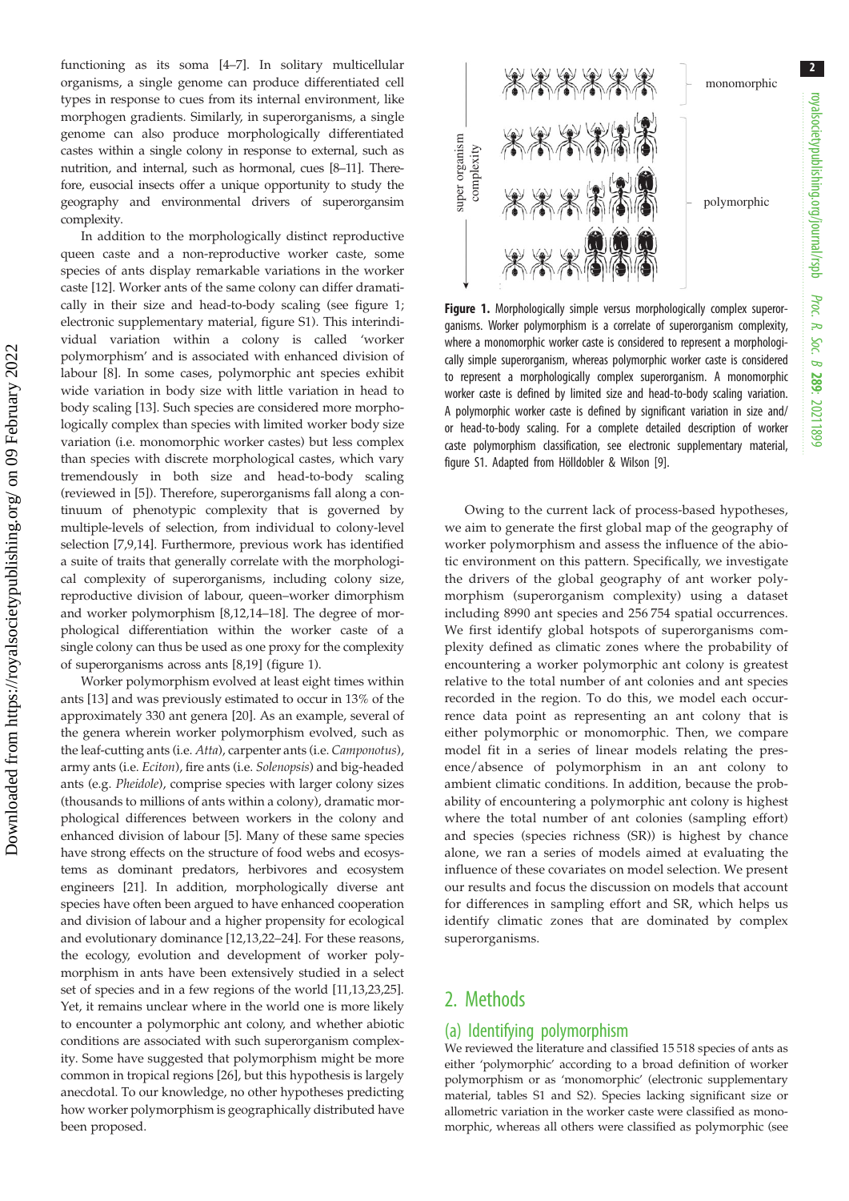functioning as its soma [4–7]. In solitary multicellular organisms, a single genome can produce differentiated cell types in response to cues from its internal environment, like morphogen gradients. Similarly, in superorganisms, a single genome can also produce morphologically differentiated castes within a single colony in response to external, such as nutrition, and internal, such as hormonal, cues [8–11]. Therefore, eusocial insects offer a unique opportunity to study the geography and environmental drivers of superorgansim complexity.

In addition to the morphologically distinct reproductive queen caste and a non-reproductive worker caste, some species of ants display remarkable variations in the worker caste [12]. Worker ants of the same colony can differ dramatically in their size and head-to-body scaling (see figure 1; electronic supplementary material, figure S1). This interindividual variation within a colony is called 'worker polymorphism' and is associated with enhanced division of labour [8]. In some cases, polymorphic ant species exhibit wide variation in body size with little variation in head to body scaling [13]. Such species are considered more morphologically complex than species with limited worker body size variation (i.e. monomorphic worker castes) but less complex than species with discrete morphological castes, which vary tremendously in both size and head-to-body scaling (reviewed in [5]). Therefore, superorganisms fall along a continuum of phenotypic complexity that is governed by multiple-levels of selection, from individual to colony-level selection [7,9,14]. Furthermore, previous work has identified a suite of traits that generally correlate with the morphological complexity of superorganisms, including colony size, reproductive division of labour, queen–worker dimorphism and worker polymorphism [8,12,14–18]. The degree of morphological differentiation within the worker caste of a single colony can thus be used as one proxy for the complexity of superorganisms across ants [8,19] (figure 1).

Worker polymorphism evolved at least eight times within ants [13] and was previously estimated to occur in 13% of the approximately 330 ant genera [20]. As an example, several of the genera wherein worker polymorphism evolved, such as the leaf-cutting ants (i.e. *Atta*), carpenter ants (i.e. *Camponotus*), army ants (i.e. *Eciton*), fire ants (i.e. *Solenopsis*) and big-headed ants (e.g. *Pheidole*), comprise species with larger colony sizes (thousands to millions of ants within a colony), dramatic morphological differences between workers in the colony and enhanced division of labour [5]. Many of these same species have strong effects on the structure of food webs and ecosystems as dominant predators, herbivores and ecosystem engineers [21]. In addition, morphologically diverse ant species have often been argued to have enhanced cooperation and division of labour and a higher propensity for ecological and evolutionary dominance [12,13,22–24]. For these reasons, the ecology, evolution and development of worker polymorphism in ants have been extensively studied in a select set of species and in a few regions of the world [11,13,23,25]. Yet, it remains unclear where in the world one is more likely to encounter a polymorphic ant colony, and whether abiotic conditions are associated with such superorganism complexity. Some have suggested that polymorphism might be more common in tropical regions [26], but this hypothesis is largely anecdotal. To our knowledge, no other hypotheses predicting how worker polymorphism is geographically distributed have been proposed.

**Figure 1.** Morphologically simple versus morphologically complex superorganisms. Worker polymorphism is a correlate of superorganism complexity, where a monomorphic worker caste is considered to represent a morphologically simple superorganism, whereas polymorphic worker caste is considered to represent a morphologically complex superorganism. A monomorphic worker caste is defined by limited size and head-to-body scaling variation. A polymorphic worker caste is defined by significant variation in size and/or head-to-body scaling. For a complete detailed description of worker caste polymorphism classification, see electronic supplementary material, figure S1. Adapted from Hölldobler & Wilson [9].

Owing to the current lack of process-based hypotheses, we aim to generate the first global map of the geography of worker polymorphism and assess the influence of the abiotic environment on this pattern. Specifically, we investigate the drivers of the global geography of ant worker polymorphism (superorganism complexity) using a dataset including 8990 ant species and 256 754 spatial occurrences. We first identify global hotspots of superorganisms complexity defined as climatic zones where the probability of encountering a worker polymorphic ant colony is greatest relative to the total number of ant colonies and ant species recorded in the region. To do this, we model each occurrence data point as representing an ant colony that is either polymorphic or monomorphic. Then, we compare model fit in a series of linear models relating the presence/absence of polymorphism in an ant colony to ambient climatic conditions. In addition, because the probability of encountering a polymorphic ant colony is highest where the total number of ant colonies (sampling effort) and species (species richness (SR)) is highest by chance alone, we ran a series of models aimed at evaluating the influence of these covariates on model selection. We present our results and focus the discussion on models that account for differences in sampling effort and SR, which helps us identify climatic zones that are dominated by complex superorganisms.

## 2. Methods

### (a) Identifying polymorphism

We reviewed the literature and classified 15 518 species of ants as either 'polymorphic' according to a broad definition of worker polymorphism or as 'monomorphic' (electronic supplementary material, tables S1 and S2). Species lacking significant size or allometric variation in the worker caste were classified as monomorphic, whereas all others were classified as polymorphic (see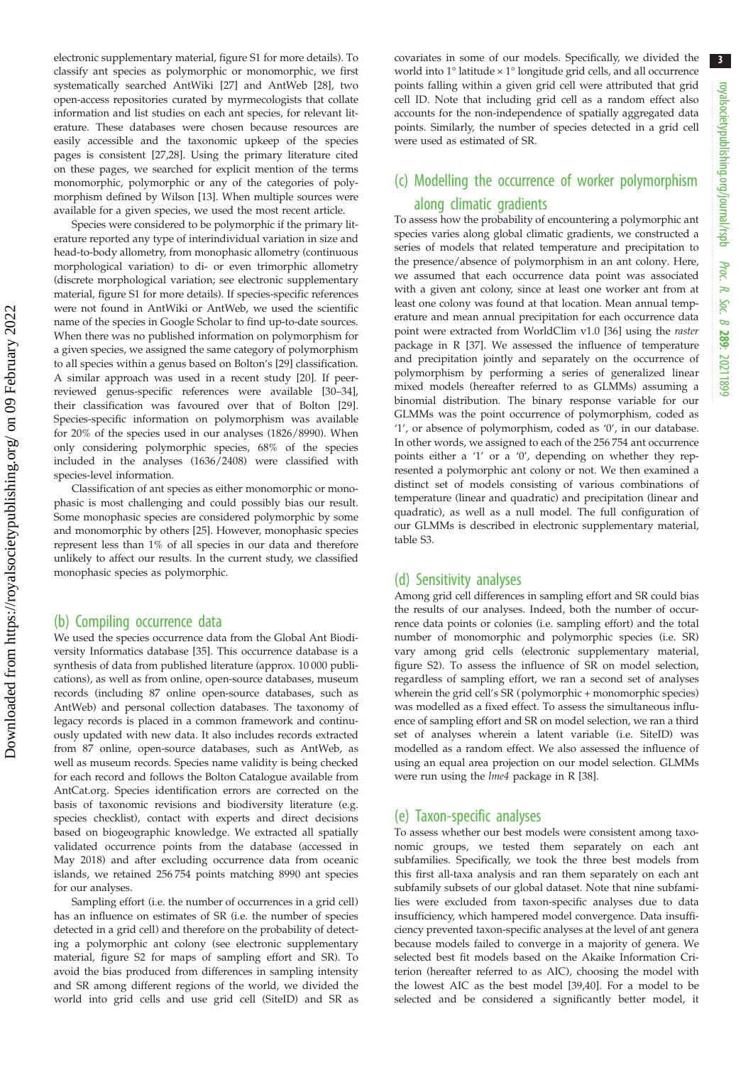electronic supplementary material, figure S1 for more details). To classify ant species as polymorphic or monomorphic, we first systematically searched AntWiki [27] and AntWeb [28], two open-access repositories curated by myrmecologists that collate information and list studies on each ant species, for relevant literature. These databases were chosen because resources are easily accessible and the taxonomic upkeep of the species pages is consistent [27,28]. Using the primary literature cited on these pages, we searched for explicit mention of the terms monomorphic, polymorphic or any of the categories of polymorphism defined by Wilson [13]. When multiple sources were available for a given species, we used the most recent article.

Species were considered to be polymorphic if the primary literature reported any type of interindividual variation in size and head-to-body allometry, from monophasic allometry (continuous morphological variation) to di- or even trimorphic allometry (discrete morphological variation; see electronic supplementary material, figure S1 for more details). If species-specific references were not found in AntWiki or AntWeb, we used the scientific name of the species in Google Scholar to find up-to-date sources. When there was no published information on polymorphism for a given species, we assigned the same category of polymorphism to all species within a genus based on Bolton's [29] classification. A similar approach was used in a recent study [20]. If peer-reviewed genus-specific references were available [30–34], their classification was favoured over that of Bolton [29]. Species-specific information on polymorphism was available for 20% of the species used in our analyses (1826/8990). When only considering polymorphic species, 68% of the species included in the analyses (1636/2408) were classified with species-level information.

Classification of ant species as either monomorphic or monophasic is most challenging and could possibly bias our result. Some monophasic species are considered polymorphic by some and monomorphic by others [25]. However, monophasic species represent less than 1% of all species in our data and therefore unlikely to affect our results. In the current study, we classified monophasic species as polymorphic.

## (b) Compiling occurrence data

We used the species occurrence data from the Global Ant Biodiversity Informatics database [35]. This occurrence database is a synthesis of data from published literature (approx. 10 000 publications), as well as from online, open-source databases, museum records (including 87 online open-source databases, such as AntWeb) and personal collection databases. The taxonomy of legacy records is placed in a common framework and continuously updated with new data. It also includes records extracted from 87 online, open-source databases, such as AntWeb, as well as museum records. Species name validity is being checked for each record and follows the Bolton Catalogue available from AntCat.org. Species identification errors are corrected on the basis of taxonomic revisions and biodiversity literature (e.g. species checklist), contact with experts and direct decisions based on biogeographic knowledge. We extracted all spatially validated occurrence points from the database (accessed in May 2018) and after excluding occurrence data from oceanic islands, we retained 256 754 points matching 8990 ant species for our analyses.

Sampling effort (i.e. the number of occurrences in a grid cell) has an influence on estimates of SR (i.e. the number of species detected in a grid cell) and therefore on the probability of detecting a polymorphic ant colony (see electronic supplementary material, figure S2 for maps of sampling effort and SR). To avoid the bias produced from differences in sampling intensity and SR among different regions of the world, we divided the world into grid cells and use grid cell (SiteID) and SR as covariates in some of our models. Specifically, we divided the world into 1° latitude × 1° longitude grid cells, and all occurrence points falling within a given grid cell were attributed that grid cell ID. Note that including grid cell as a random effect also accounts for the non-independence of spatially aggregated data points. Similarly, the number of species detected in a grid cell were used as estimated of SR.

## (c) Modelling the occurrence of worker polymorphism along climatic gradients

To assess how the probability of encountering a polymorphic ant species varies along global climatic gradients, we constructed a series of models that related temperature and precipitation to the presence/absence of polymorphism in an ant colony. Here, we assumed that each occurrence data point was associated with a given ant colony, since at least one worker ant from at least one colony was found at that location. Mean annual temperature and mean annual precipitation for each occurrence data point were extracted from WorldClim v1.0 [36] using the *raster* package in R [37]. We assessed the influence of temperature and precipitation jointly and separately on the occurrence of polymorphism by performing a series of generalized linear mixed models (hereafter referred to as GLMMs) assuming a binomial distribution. The binary response variable for our GLMMs was the point occurrence of polymorphism, coded as '1', or absence of polymorphism, coded as '0', in our database. In other words, we assigned to each of the 256 754 ant occurrence points either a '1' or a '0', depending on whether they represented a polymorphic ant colony or not. We then examined a distinct set of models consisting of various combinations of temperature (linear and quadratic) and precipitation (linear and quadratic), as well as a null model. The full configuration of our GLMMs is described in electronic supplementary material, table S3.

## (d) Sensitivity analyses

Among grid cell differences in sampling effort and SR could bias the results of our analyses. Indeed, both the number of occurrence data points or colonies (i.e. sampling effort) and the total number of monomorphic and polymorphic species (i.e. SR) vary among grid cells (electronic supplementary material, figure S2). To assess the influence of SR on model selection, regardless of sampling effort, we ran a second set of analyses wherein the grid cell's SR (polymorphic + monomorphic species) was modelled as a fixed effect. To assess the simultaneous influence of sampling effort and SR on model selection, we ran a third set of analyses wherein a latent variable (i.e. SiteID) was modelled as a random effect. We also assessed the influence of using an equal area projection on our model selection. GLMMs were run using the *lme4* package in R [38].

## (e) Taxon-specific analyses

To assess whether our best models were consistent among taxonomic groups, we tested them separately on each ant subfamilies. Specifically, we took the three best models from this first all-taxa analysis and ran them separately on each ant subfamily subsets of our global dataset. Note that nine subfamilies were excluded from taxon-specific analyses due to data insufficiency, which hampered model convergence. Data insufficiency prevented taxon-specific analyses at the level of ant genera because models failed to converge in a majority of genera. We selected best fit models based on the Akaike Information Criterion (hereafter referred to as AIC), choosing the model with the lowest AIC as the best model [39,40]. For a model to be selected and be considered a significantly better model, it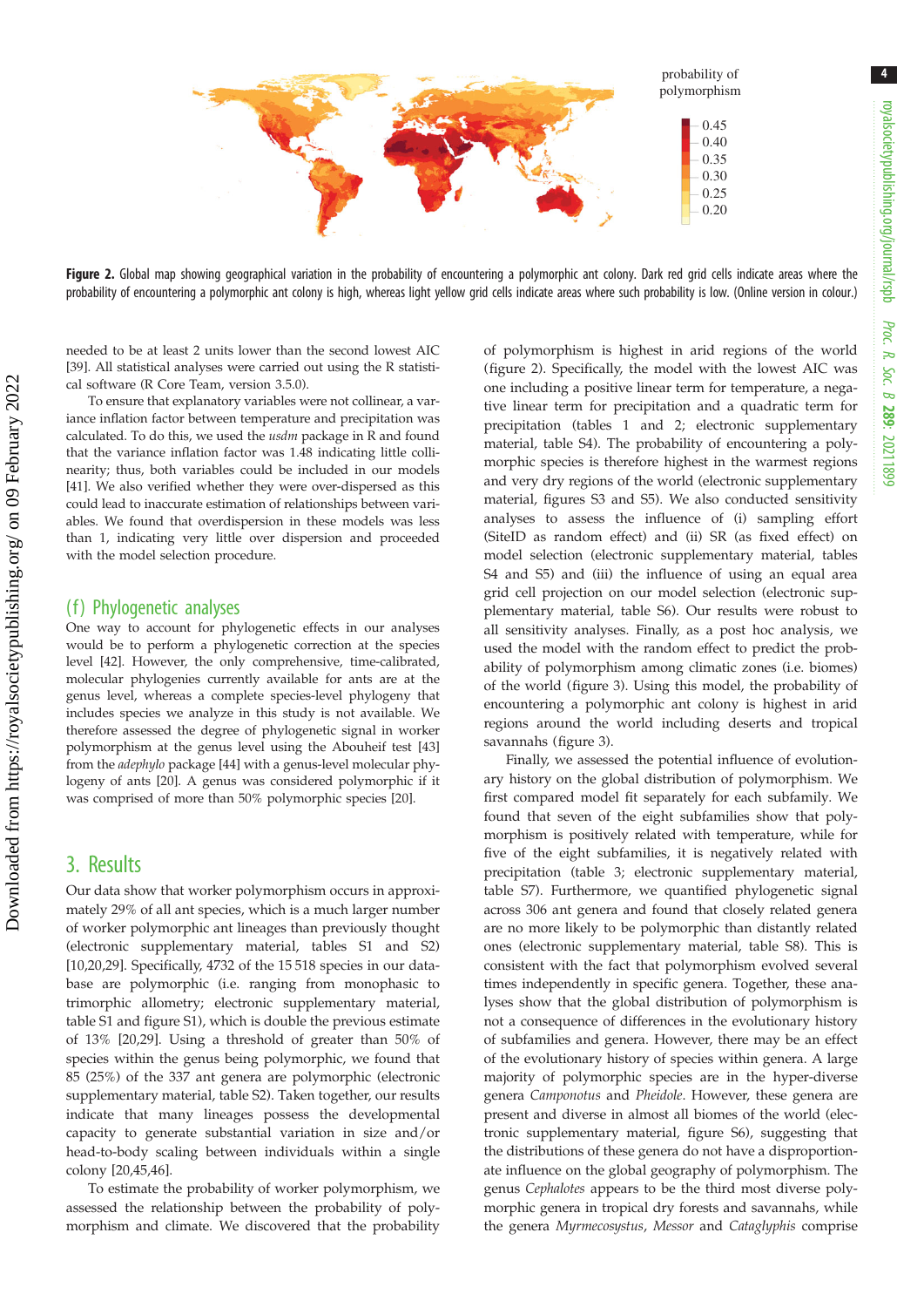probability of polymorphism

0.45
0.40
0.35
0.30
0.25
0.20

**Figure 2.** Global map showing geographical variation in the probability of encountering a polymorphic ant colony. Dark red grid cells indicate areas where the probability of encountering a polymorphic ant colony is high, whereas light yellow grid cells indicate areas where such probability is low. (Online version in colour.)

needed to be at least 2 units lower than the second lowest AIC [39]. All statistical analyses were carried out using the R statistical software (R Core Team, version 3.5.0).

To ensure that explanatory variables were not collinear, a variance inflation factor between temperature and precipitation was calculated. To do this, we used the *usdm* package in R and found that the variance inflation factor was 1.48 indicating little collinearity; thus, both variables could be included in our models [41]. We also verified whether they were over-dispersed as this could lead to inaccurate estimation of relationships between variables. We found that overdispersion in these models was less than 1, indicating very little over dispersion and proceeded with the model selection procedure.

### (f) Phylogenetic analyses

One way to account for phylogenetic effects in our analyses would be to perform a phylogenetic correction at the species level [42]. However, the only comprehensive, time-calibrated, molecular phylogenies currently available for ants are at the genus level, whereas a complete species-level phylogeny that includes species we analyze in this study is not available. We therefore assessed the degree of phylogenetic signal in worker polymorphism at the genus level using the Abouheif test [43] from the *adephylo* package [44] with a genus-level molecular phylogeny of ants [20]. A genus was considered polymorphic if it was comprised of more than 50% polymorphic species [20].

## 3. Results

Our data show that worker polymorphism occurs in approximately 29% of all ant species, which is a much larger number of worker polymorphic ant lineages than previously thought (electronic supplementary material, tables S1 and S2) [10,20,29]. Specifically, 4732 of the 15 518 species in our database are polymorphic (i.e. ranging from monophasic to trimorphic allometry; electronic supplementary material, table S1 and figure S1), which is double the previous estimate of 13% [20,29]. Using a threshold of greater than 50% of species within the genus being polymorphic, we found that 85 (25%) of the 337 ant genera are polymorphic (electronic supplementary material, table S2). Taken together, our results indicate that many lineages possess the developmental capacity to generate substantial variation in size and/or head-to-body scaling between individuals within a single colony [20,45,46].

To estimate the probability of worker polymorphism, we assessed the relationship between the probability of polymorphism and climate. We discovered that the probability of polymorphism is highest in arid regions of the world (figure 2). Specifically, the model with the lowest AIC was one including a positive linear term for temperature, a negative linear term for precipitation and a quadratic term for precipitation (tables 1 and 2; electronic supplementary material, table S4). The probability of encountering a polymorphic species is therefore highest in the warmest regions and very dry regions of the world (electronic supplementary material, figures S3 and S5). We also conducted sensitivity analyses to assess the influence of (i) sampling effort (SiteID as random effect) and (ii) SR (as fixed effect) on model selection (electronic supplementary material, tables S4 and S5) and (iii) the influence of using an equal area grid cell projection on our model selection (electronic supplementary material, table S6). Our results were robust to all sensitivity analyses. Finally, as a post hoc analysis, we used the model with the random effect to predict the probability of polymorphism among climatic zones (i.e. biomes) of the world (figure 3). Using this model, the probability of encountering a polymorphic ant colony is highest in arid regions around the world including deserts and tropical savannahs (figure 3).

Finally, we assessed the potential influence of evolutionary history on the global distribution of polymorphism. We first compared model fit separately for each subfamily. We found that seven of the eight subfamilies show that polymorphism is positively related with temperature, while for five of the eight subfamilies, it is negatively related with precipitation (table 3; electronic supplementary material, table S7). Furthermore, we quantified phylogenetic signal across 306 ant genera and found that closely related genera are no more likely to be polymorphic than distantly related ones (electronic supplementary material, table S8). This is consistent with the fact that polymorphism evolved several times independently in specific genera. Together, these analyses show that the global distribution of polymorphism is not a consequence of differences in the evolutionary history of subfamilies and genera. However, there may be an effect of the evolutionary history of species within genera. A large majority of polymorphic species are in the hyper-diverse genera *Camponotus* and *Pheidole*. However, these genera are present and diverse in almost all biomes of the world (electronic supplementary material, figure S6), suggesting that the distributions of these genera do not have a disproportionate influence on the global geography of polymorphism. The genus *Cephalotes* appears to be the third most diverse polymorphic genus in tropical dry forests and savannahs, while the genera *Myrmecosystus*, *Messor* and *Cataglyphis* comprise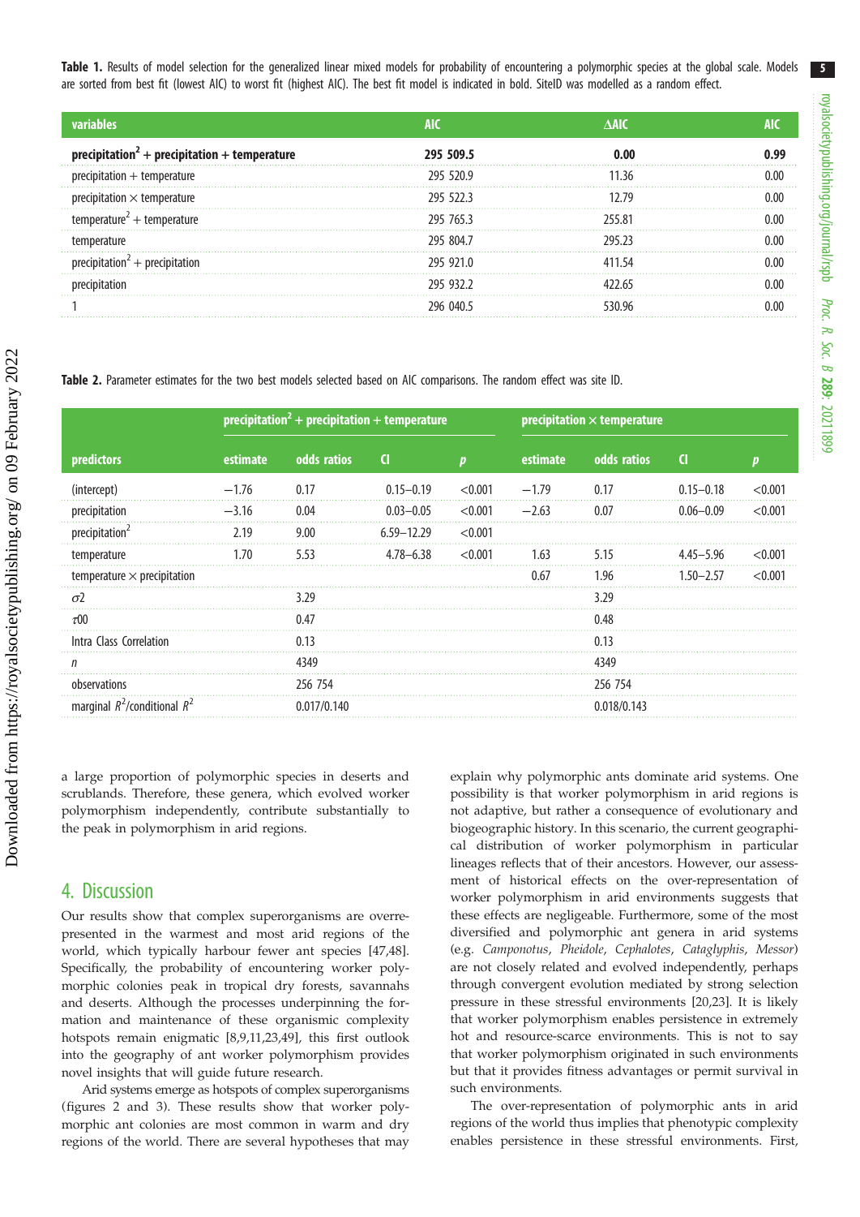**Table 1.** Results of model selection for the generalized linear mixed models for probability of encountering a polymorphic species at the global scale. Models are sorted from best fit (lowest AIC) to worst fit (highest AIC). The best fit model is indicated in bold. SiteID was modelled as a random effect.

| variables | AIC | ΔAIC | AIC |
|---|---|---|---|
| **precipitation$^2$ + precipitation + temperature** | **295 509.5** | **0.00** | **0.99** |
| precipitation + temperature | 295 520.9 | 11.36 | 0.00 |
| precipitation × temperature | 295 522.3 | 12.79 | 0.00 |
| temperature$^2$ + temperature | 295 765.3 | 255.81 | 0.00 |
| temperature | 295 804.7 | 295.23 | 0.00 |
| precipitation$^2$ + precipitation | 295 921.0 | 411.54 | 0.00 |
| precipitation | 295 932.2 | 422.65 | 0.00 |
| 1 | 296 040.5 | 530.96 | 0.00 |

**Table 2.** Parameter estimates for the two best models selected based on AIC comparisons. The random effect was site ID.

| | precipitation$^2$ + precipitation + temperature | | | | precipitation × temperature | | | |
|---|---|---|---|---|---|---|---|---|
| predictors | estimate | odds ratios | CI | *p* | estimate | odds ratios | CI | *p* |
| (intercept) | −1.76 | 0.17 | 0.15–0.19 | <0.001 | −1.79 | 0.17 | 0.15–0.18 | <0.001 |
| precipitation | −3.16 | 0.04 | 0.03–0.05 | <0.001 | −2.63 | 0.07 | 0.06–0.09 | <0.001 |
| precipitation$^2$ | 2.19 | 9.00 | 6.59–12.29 | <0.001 | | | | |
| temperature | 1.70 | 5.53 | 4.78–6.38 | <0.001 | 1.63 | 5.15 | 4.45–5.96 | <0.001 |
| temperature × precipitation | | | | | 0.67 | 1.96 | 1.50–2.57 | <0.001 |
| $\sigma2$ | | 3.29 | | | | 3.29 | | |
| $\tau00$ | | 0.47 | | | | 0.48 | | |
| Intra Class Correlation | | 0.13 | | | | 0.13 | | |
| *n* | | 4349 | | | | 4349 | | |
| observations | | 256 754 | | | | 256 754 | | |
| marginal $R^2$/conditional $R^2$ | | 0.017/0.140 | | | | 0.018/0.143 | | |

a large proportion of polymorphic species in deserts and scrublands. Therefore, these genera, which evolved worker polymorphism independently, contribute substantially to the peak in polymorphism in arid regions.

## 4. Discussion

Our results show that complex superorganisms are overrepresented in the warmest and most arid regions of the world, which typically harbour fewer ant species [47,48]. Specifically, the probability of encountering worker polymorphic colonies peak in tropical dry forests, savannahs and deserts. Although the processes underpinning the formation and maintenance of these organismic complexity hotspots remain enigmatic [8,9,11,23,49], this first outlook into the geography of ant worker polymorphism provides novel insights that will guide future research.

Arid systems emerge as hotspots of complex superorganisms (figures 2 and 3). These results show that worker polymorphic ant colonies are most common in warm and dry regions of the world. There are several hypotheses that may explain why polymorphic ants dominate arid systems. One possibility is that worker polymorphism in arid regions is not adaptive, but rather a consequence of evolutionary and biogeographic history. In this scenario, the current geographical distribution of worker polymorphism in particular lineages reflects that of their ancestors. However, our assessment of historical effects on the over-representation of worker polymorphism in arid environments suggests that these effects are negligeable. Furthermore, some of the most diversified and polymorphic ant genera in arid systems (e.g. *Camponotus*, *Pheidole*, *Cephalotes*, *Cataglyphis*, *Messor*) are not closely related and evolved independently, perhaps through convergent evolution mediated by strong selection pressure in these stressful environments [20,23]. It is likely that worker polymorphism enables persistence in extremely hot and resource-scarce environments. This is not to say that worker polymorphism originated in such environments but that it provides fitness advantages or permit survival in such environments.

The over-representation of polymorphic ants in arid regions of the world thus implies that phenotypic complexity enables persistence in these stressful environments. First,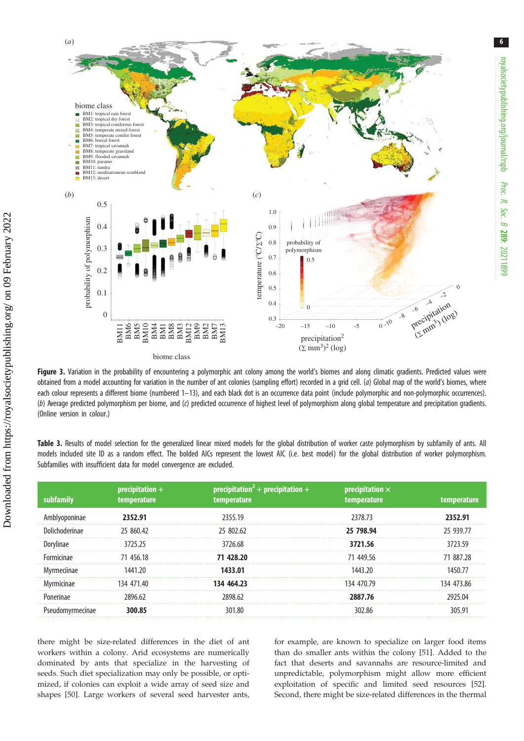**Figure 3.** Variation in the probability of encountering a polymorphic ant colony among the world's biomes and along climatic gradients. Predicted values were obtained from a model accounting for variation in the number of ant colonies (sampling effort) recorded in a grid cell. (*a*) Global map of the world's biomes, where each colour represents a different biome (numbered 1–13), and each black dot is an occurrence data point (include polymorphic and non-polymorphic occurrences). (*b*) Average predicted polymorphism per biome, and (*c*) predicted occurrence of highest level of polymorphism along global temperature and precipitation gradients. (Online version in colour.)

**Table 3.** Results of model selection for the generalized linear mixed models for the global distribution of worker caste polymorphism by subfamily of ants. All models included site ID as a random effect. The bolded AICs represent the lowest AIC (i.e. best model) for the global distribution of worker polymorphism. Subfamilies with insufficient data for model convergence are excluded.

| subfamily | precipitation + temperature | precipitation$^2$ + precipitation + temperature | precipitation × temperature | temperature |
|---|---|---|---|---|
| Amblyoponinae | **2352.91** | 2355.19 | 2378.73 | **2352.91** |
| Dolichoderinae | 25 860.42 | 25 802.62 | **25 798.94** | 25 939.77 |
| Dorylinae | 3725.25 | 3726.68 | **3721.56** | 3723.59 |
| Formicinae | 71 456.18 | **71 428.20** | 71 449.56 | 71 887.28 |
| Myrmeciinae | 1441.20 | **1433.01** | 1443.20 | 1450.77 |
| Myrmicinae | 134 471.40 | **134 464.23** | 134 470.79 | 134 473.86 |
| Ponerinae | 2896.62 | 2898.62 | **2887.76** | 2925.04 |
| Pseudomyrmecinae | **300.85** | 301.80 | 302.86 | 305.91 |

there might be size-related differences in the diet of ant workers within a colony. Arid ecosystems are numerically dominated by ants that specialize in the harvesting of seeds. Such diet specialization may only be possible, or optimized, if colonies can exploit a wide array of seed size and shapes [50]. Large workers of several seed harvester ants, for example, are known to specialize on larger food items than do smaller ants within the colony [51]. Added to the fact that deserts and savannahs are resource-limited and unpredictable, polymorphism might allow more efficient exploitation of specific and limited seed resources [52]. Second, there might be size-related differences in the thermal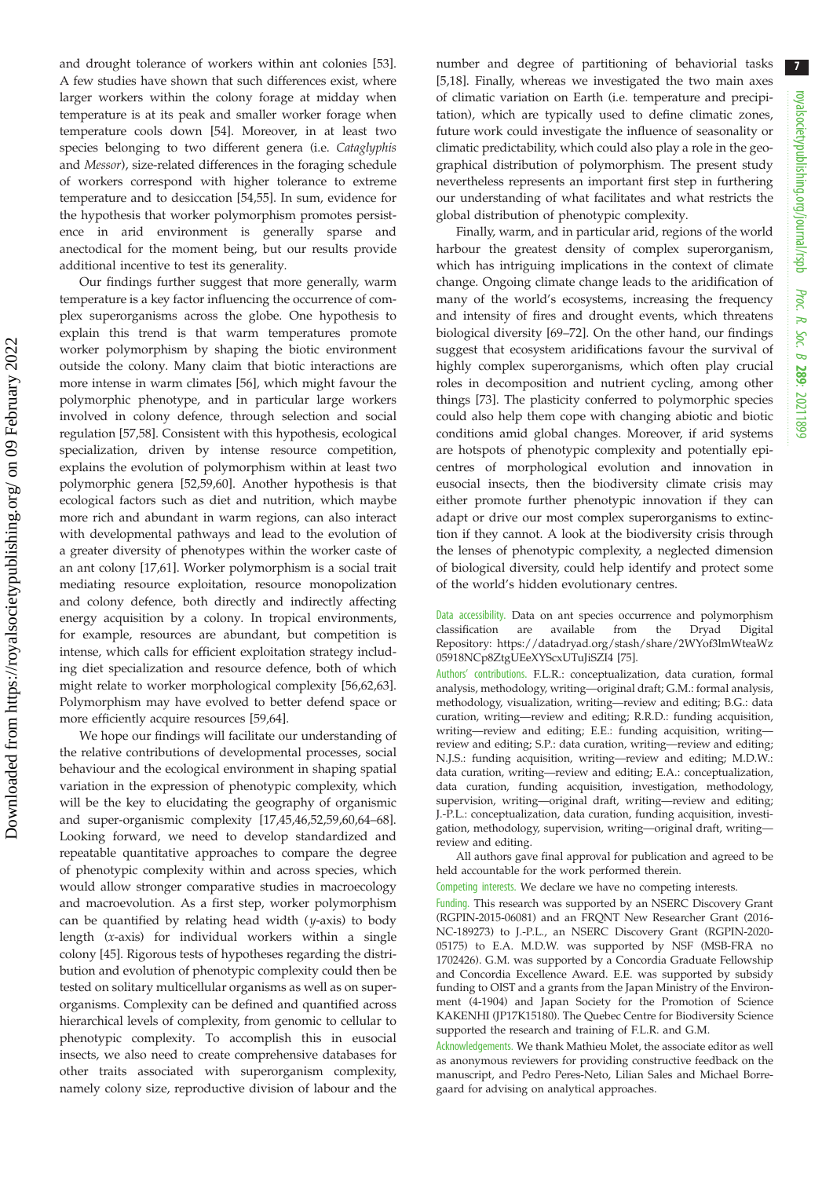and drought tolerance of workers within ant colonies [53]. A few studies have shown that such differences exist, where larger workers within the colony forage at midday when temperature is at its peak and smaller worker forage when temperature cools down [54]. Moreover, in at least two species belonging to two different genera (i.e. *Cataglyphis* and *Messor*), size-related differences in the foraging schedule of workers correspond with higher tolerance to extreme temperature and to desiccation [54,55]. In sum, evidence for the hypothesis that worker polymorphism promotes persistence in arid environment is generally sparse and anectodical for the moment being, but our results provide additional incentive to test its generality.

Our findings further suggest that more generally, warm temperature is a key factor influencing the occurrence of complex superorganisms across the globe. One hypothesis to explain this trend is that warm temperatures promote worker polymorphism by shaping the biotic environment outside the colony. Many claim that biotic interactions are more intense in warm climates [56], which might favour the polymorphic phenotype, and in particular large workers involved in colony defence, through selection and social regulation [57,58]. Consistent with this hypothesis, ecological specialization, driven by intense resource competition, explains the evolution of polymorphism within at least two polymorphic genera [52,59,60]. Another hypothesis is that ecological factors such as diet and nutrition, which maybe more rich and abundant in warm regions, can also interact with developmental pathways and lead to the evolution of a greater diversity of phenotypes within the worker caste of an ant colony [17,61]. Worker polymorphism is a social trait mediating resource exploitation, resource monopolization and colony defence, both directly and indirectly affecting energy acquisition by a colony. In tropical environments, for example, resources are abundant, but competition is intense, which calls for efficient exploitation strategy including diet specialization and resource defence, both of which might relate to worker morphological complexity [56,62,63]. Polymorphism may have evolved to better defend space or more efficiently acquire resources [59,64].

We hope our findings will facilitate our understanding of the relative contributions of developmental processes, social behaviour and the ecological environment in shaping spatial variation in the expression of phenotypic complexity, which will be the key to elucidating the geography of organismic and super-organismic complexity [17,45,46,52,59,60,64–68]. Looking forward, we need to develop standardized and repeatable quantitative approaches to compare the degree of phenotypic complexity within and across species, which would allow stronger comparative studies in macroecology and macroevolution. As a first step, worker polymorphism can be quantified by relating head width ($y$-axis) to body length ($x$-axis) for individual workers within a single colony [45]. Rigorous tests of hypotheses regarding the distribution and evolution of phenotypic complexity could then be tested on solitary multicellular organisms as well as on superorganisms. Complexity can be defined and quantified across hierarchical levels of complexity, from genomic to cellular to phenotypic complexity. To accomplish this in eusocial insects, we also need to create comprehensive databases for other traits associated with superorganism complexity, namely colony size, reproductive division of labour and the number and degree of partitioning of behaviorial tasks [5,18]. Finally, whereas we investigated the two main axes of climatic variation on Earth (i.e. temperature and precipitation), which are typically used to define climatic zones, future work could investigate the influence of seasonality or climatic predictability, which could also play a role in the geographical distribution of polymorphism. The present study nevertheless represents an important first step in furthering our understanding of what facilitates and what restricts the global distribution of phenotypic complexity.

Finally, warm, and in particular arid, regions of the world harbour the greatest density of complex superorganism, which has intriguing implications in the context of climate change. Ongoing climate change leads to the aridification of many of the world's ecosystems, increasing the frequency and intensity of fires and drought events, which threatens biological diversity [69–72]. On the other hand, our findings suggest that ecosystem aridifications favour the survival of highly complex superorganisms, which often play crucial roles in decomposition and nutrient cycling, among other things [73]. The plasticity conferred to polymorphic species could also help them cope with changing abiotic and biotic conditions amid global changes. Moreover, if arid systems are hotspots of phenotypic complexity and potentially epicentres of morphological evolution and innovation in eusocial insects, then the biodiversity climate crisis may either promote further phenotypic innovation if they can adapt or drive our most complex superorganisms to extinction if they cannot. A look at the biodiversity crisis through the lenses of phenotypic complexity, a neglected dimension of biological diversity, could help identify and protect some of the world's hidden evolutionary centres.

Data accessibility. Data on ant species occurrence and polymorphism classification are available from the Dryad Digital Repository: https://datadryad.org/stash/share/2WYof3lmWteaWz05918NCp8ZtgUEeXYScxUTuJiSZI4 [75].

Authors' contributions. F.L.R.: conceptualization, data curation, formal analysis, methodology, writing—original draft; G.M.: formal analysis, methodology, visualization, writing—review and editing; B.G.: data curation, writing—review and editing; R.R.D.: funding acquisition, writing—review and editing; E.E.: funding acquisition, writing—review and editing; S.P.: data curation, writing—review and editing; N.J.S.: funding acquisition, writing—review and editing; M.D.W.: data curation, writing—review and editing; E.A.: conceptualization, data curation, funding acquisition, investigation, methodology, supervision, writing—original draft, writing—review and editing; J.-P.L.: conceptualization, data curation, funding acquisition, investigation, methodology, supervision, writing—original draft, writing—review and editing.

All authors gave final approval for publication and agreed to be held accountable for the work performed therein.

Competing interests. We declare we have no competing interests.

Funding. This research was supported by an NSERC Discovery Grant (RGPIN-2015-06081) and an FRQNT New Researcher Grant (2016-NC-189273) to J.-P.L., an NSERC Discovery Grant (RGPIN-2020-05175) to E.A. M.D.W. was supported by NSF (MSB-FRA no 1702426). G.M. was supported by a Concordia Graduate Fellowship and Concordia Excellence Award. E.E. was supported by subsidy funding to OIST and a grants from the Japan Ministry of the Environment (4-1904) and Japan Society for the Promotion of Science KAKENHI (JP17K15180). The Quebec Centre for Biodiversity Science supported the research and training of F.L.R. and G.M.

Acknowledgements. We thank Mathieu Molet, the associate editor as well as anonymous reviewers for providing constructive feedback on the manuscript, and Pedro Peres-Neto, Lilian Sales and Michael Borregaard for advising on analytical approaches.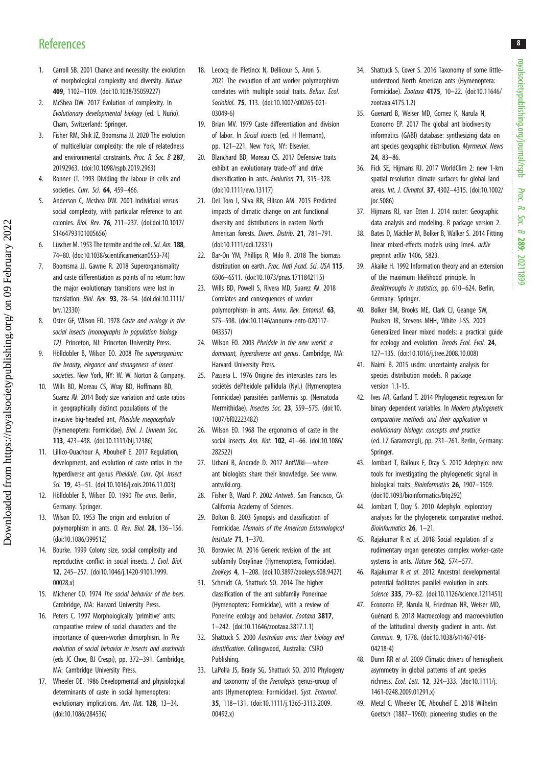# References

1. Carroll SB. 2001 Chance and necessity: the evolution of morphological complexity and diversity. *Nature* **409**, 1102–1109. (doi:10.1038/35059227)
2. McShea DW. 2017 Evolution of complexity. In *Evolutionary developmental biology* (ed. L Nuño). Cham, Switzerland: Springer.
3. Fisher RM, Shik JZ, Boomsma JJ. 2020 The evolution of multicellular complexity: the role of relatedness and environmental constraints. *Proc. R. Soc. B* **287**, 20192963. (doi:10.1098/rspb.2019.2963)
4. Bonner JT. 1993 Dividing the labour in cells and societies. *Curr. Sci.* **64**, 459–466.
5. Anderson C, Mcshea DW. 2001 Individual versus social complexity, with particular reference to ant colonies. *Biol. Rev.* **76**, 211–237. (doi:doi:10.1017/S1464793101005656)
6. Lüscher M. 1953 The termite and the cell. *Sci. Am.* **188**, 74–80. (doi:10.1038/scientificamerican0553-74)
7. Boomsma JJ, Gawne R. 2018 Superorganismality and caste differentiation as points of no return: how the major evolutionary transitions were lost in translation. *Biol. Rev.* **93**, 28–54. (doi:doi:10.1111/brv.12330)
8. Oster GF, Wilson EO. 1978 *Caste and ecology in the social insects (monographs in population biology 12)*. Princeton, NJ: Princeton University Press.
9. Hölldobler B, Wilson EO. 2008 *The superorganism: the beauty, elegance and strangeness of insect societies*. New York, NY: W. W. Norton & Company.
10. Wills BD, Moreau CS, Wray BD, Hoffmann BD, Suarez AV. 2014 Body size variation and caste ratios in geographically distinct populations of the invasive big-headed ant, *Pheidole megacephala* (Hymenoptera: Formicidae). *Biol. J. Linnean Soc.* **113**, 423–438. (doi:10.1111/bij.12386)
11. Lillico-Ouachour A, Abouheif E. 2017 Regulation, development, and evolution of caste ratios in the hyperdiverse ant genus *Pheidole*. *Curr. Opi. Insect Sci.* **19**, 43–51. (doi:10.1016/j.cois.2016.11.003)
12. Hölldobler B, Wilson EO. 1990 *The ants*. Berlin, Germany: Springer.
13. Wilson EO. 1953 The origin and evolution of polymorphism in ants. *Q. Rev. Biol.* **28**, 136–156. (doi:10.1086/399512)
14. Bourke. 1999 Colony size, social complexity and reproductive conflict in social insects. *J. Evol. Biol.* **12**, 245–257. (doi10.1046/j.1420-9101.1999.00028.x)
15. Michener CD. 1974 *The social behavior of the bees*. Cambridge, MA: Harvard University Press.
16. Peters C. 1997 Morphologically 'primitive' ants: comparative review of social characters and the importance of queen-worker dimorphism. In *The evolution of social behavior in insects and arachnids* (eds JC Choe, BJ Crespi), pp. 372–391. Cambridge, MA: Cambridge University Press.
17. Wheeler DE. 1986 Developmental and physiological determinants of caste in social hymenoptera: evolutionary implications. *Am. Nat.* **128**, 13–34. (doi:10.1086/284536)
18. Lecocq de Pletincx N, Dellicour S, Aron S. 2021 The evolution of ant worker polymorphism correlates with multiple social traits. *Behav. Ecol. Sociobiol.* **75**, 113. (doi:10.1007/s00265-021-03049-6)
19. Brian MV. 1979 Caste differentiation and division of labor. In *Social insects* (ed. H Hermann), pp. 121–221. New York, NY: Elsevier.
20. Blanchard BD, Moreau CS. 2017 Defensive traits exhibit an evolutionary trade-off and drive diversification in ants. *Evolution* **71**, 315–328. (doi:10.1111/evo.13117)
21. Del Toro I, Silva RR, Ellison AM. 2015 Predicted impacts of climatic change on ant functional diversity and distributions in eastern North American forests. *Divers. Distrib.* **21**, 781–791. (doi:10.1111/ddi.12331)
22. Bar-On YM, Phillips R, Milo R. 2018 The biomass distribution on earth. *Proc. Natl Acad. Sci. USA* **115**, 6506–6511. (doi:10.1073/pnas.1711842115)
23. Wills BD, Powell S, Rivera MD, Suarez AV. 2018 Correlates and consequences of worker polymorphism in ants. *Annu. Rev. Entomol.* **63**, 575–598. (doi:10.1146/annurev-ento-020117-043357)
24. Wilson EO. 2003 *Pheidole in the new world: a dominant, hyperdiverse ant genus*. Cambridge, MA: Harvard University Press.
25. Passera L. 1976 Origine des intercastes dans les sociétés dePheidole pallidula (Nyl.) (Hymenoptera Formicidae) parasitées parMermis sp. (Nematoda Mermithidae). *Insectes Soc.* **23**, 559–575. (doi:10.1007/bf02223482)
26. Wilson EO. 1968 The ergonomics of caste in the social insects. *Am. Nat.* **102**, 41–66. (doi:10.1086/282522)
27. Urbani B, Andrade D. 2017 AntWiki—where ant biologists share their knowledge. See www.antwiki.org.
28. Fisher B, Ward P. 2002 *Antweb*. San Francisco, CA: California Academy of Sciences.
29. Bolton B. 2003 Synopsis and classification of Formicidae. *Memoirs of the American Entomological Institute* **71**, 1–370.
30. Borowiec M. 2016 Generic revision of the ant subfamily Dorylinae (Hymenoptera, Formicidae). *ZooKeys* **4**, 1–208. (doi:10.3897/zookeys.608.9427)
31. Schmidt CA, Shattuck SO. 2014 The higher classification of the ant subfamily Ponerinae (Hymenoptera: Formicidae), with a review of Ponerine ecology and behavior. *Zootaxa* **3817**, 1–242. (doi:10.11646/zootaxa.3817.1.1)
32. Shattuck S. 2000 *Australian ants: their biology and identification*. Collingwood, Australia: CSIRO Publishing.
33. LaPolla JS, Brady SG, Shattuck SO. 2010 Phylogeny and taxonomy of the *Prenolepis* genus-group of ants (Hymenoptera: Formicidae). *Syst. Entomol.* **35**, 118–131. (doi:10.1111/j.1365-3113.2009.00492.x)
34. Shattuck S, Cover S. 2016 Taxonomy of some little-understood North American ants (Hymenoptera: Formicidae). *Zootaxa* **4175**, 10–22. (doi:10.11646/zootaxa.4175.1.2)
35. Guenard B, Weiser MD, Gomez K, Narula N, Economo EP. 2017 The global ant biodiversity informatics (GABI) database: synthesizing data on ant species geographic distribution. *Myrmecol. News* **24**, 83–86.
36. Fick SE, Hijmans RJ. 2017 WorldClim 2: new 1-km spatial resolution climate surfaces for global land areas. *Int. J. Climatol.* **37**, 4302–4315. (doi:10.1002/joc.5086)
37. Hijmans RJ, van Etten J. 2014 raster: Geographic data analysis and modeling. R package version 2.
38. Bates D, Mächler M, Bolker B, Walker S. 2014 Fitting linear mixed-effects models using lme4. *arXiv* preprint arXiv 1406, 5823.
39. Akaike H. 1992 Information theory and an extension of the maximum likelihood principle. In *Breakthroughs in statistics*, pp. 610–624. Berlin, Germany: Springer.
40. Bolker BM, Brooks ME, Clark CJ, Geange SW, Poulsen JR, Stevens MHH, White J-SS. 2009 Generalized linear mixed models: a practical guide for ecology and evolution. *Trends Ecol. Evol.* **24**, 127–135. (doi:10.1016/j.tree.2008.10.008)
41. Naimi B. 2015 usdm: uncertainty analysis for species distribution models. R package version 1.1-15.
42. Ives AR, Garland T. 2014 Phylogenetic regression for binary dependent variables. In *Modern phylogenetic comparative methods and their application in evolutionary biology: concepts and practice* (ed. LZ Garamszegi), pp. 231–261. Berlin, Germany: Springer.
43. Jombart T, Balloux F, Dray S. 2010 Adephylo: new tools for investigating the phylogenetic signal in biological traits. *Bioinformatics* **26**, 1907–1909. (doi:10.1093/bioinformatics/btq292)
44. Jombart T, Dray S. 2010 Adephylo: exploratory analyses for the phylogenetic comparative method. *Bioinformatics* **26**, 1–21.
45. Rajakumar R *et al.* 2018 Social regulation of a rudimentary organ generates complex worker-caste systems in ants. *Nature* **562**, 574–577.
46. Rajakumar R *et al.* 2012 Ancestral developmental potential facilitates parallel evolution in ants. *Science* **335**, 79–82. (doi:10.1126/science.1211451)
47. Economo EP, Narula N, Friedman NR, Weiser MD, Guénard B. 2018 Macroecology and macroevolution of the latitudinal diversity gradient in ants. *Nat. Commun.* **9**, 1778. (doi:10.1038/s41467-018-04218-4)
48. Dunn RR *et al.* 2009 Climatic drivers of hemispheric asymmetry in global patterns of ant species richness. *Ecol. Lett.* **12**, 324–333. (doi:10.1111/j.1461-0248.2009.01291.x)
49. Metzl C, Wheeler DE, Abouheif E. 2018 Wilhelm Goetsch (1887–1960): pioneering studies on the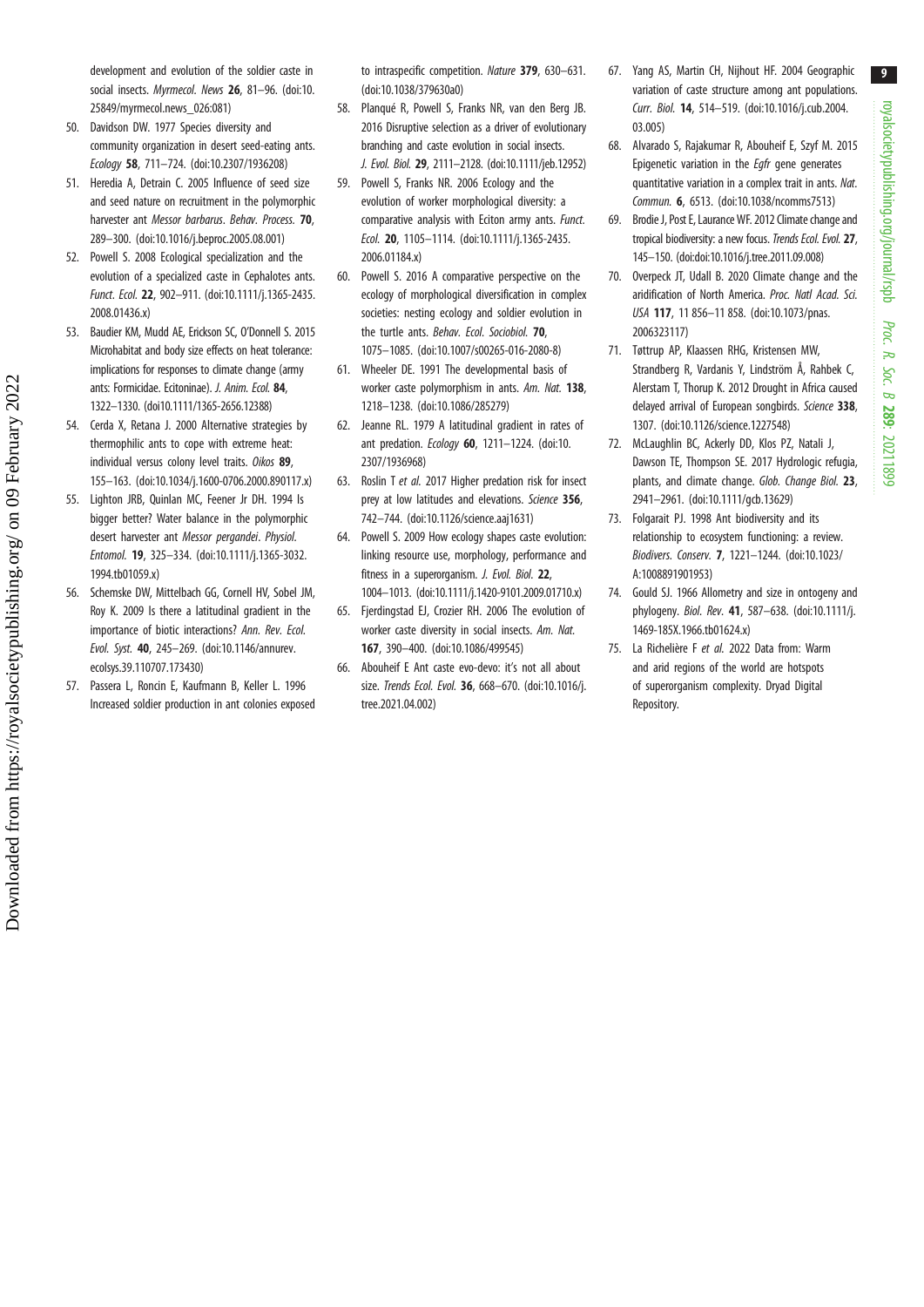development and evolution of the soldier caste in social insects. *Myrmecol. News* **26**, 81–96. (doi:10.25849/myrmecol.news_026:081)

50. Davidson DW. 1977 Species diversity and community organization in desert seed-eating ants. *Ecology* **58**, 711–724. (doi:10.2307/1936208)
51. Heredia A, Detrain C. 2005 Influence of seed size and seed nature on recruitment in the polymorphic harvester ant *Messor barbarus*. *Behav. Process.* **70**, 289–300. (doi:10.1016/j.beproc.2005.08.001)
52. Powell S. 2008 Ecological specialization and the evolution of a specialized caste in Cephalotes ants. *Funct. Ecol.* **22**, 902–911. (doi:10.1111/j.1365-2435.2008.01436.x)
53. Baudier KM, Mudd AE, Erickson SC, O'Donnell S. 2015 Microhabitat and body size effects on heat tolerance: implications for responses to climate change (army ants: Formicidae. Ecitoninae). *J. Anim. Ecol.* **84**, 1322–1330. (doi10.1111/1365-2656.12388)
54. Cerda X, Retana J. 2000 Alternative strategies by thermophilic ants to cope with extreme heat: individual versus colony level traits. *Oikos* **89**, 155–163. (doi:10.1034/j.1600-0706.2000.890117.x)
55. Lighton JRB, Quinlan MC, Feener Jr DH. 1994 Is bigger better? Water balance in the polymorphic desert harvester ant *Messor pergandei*. *Physiol. Entomol.* **19**, 325–334. (doi:10.1111/j.1365-3032.1994.tb01059.x)
56. Schemske DW, Mittelbach GG, Cornell HV, Sobel JM, Roy K. 2009 Is there a latitudinal gradient in the importance of biotic interactions? *Ann. Rev. Ecol. Evol. Syst.* **40**, 245–269. (doi:10.1146/annurev.ecolsys.39.110707.173430)
57. Passera L, Roncin E, Kaufmann B, Keller L. 1996 Increased soldier production in ant colonies exposed to intraspecific competition. *Nature* **379**, 630–631. (doi:10.1038/379630a0)
58. Planqué R, Powell S, Franks NR, van den Berg JB. 2016 Disruptive selection as a driver of evolutionary branching and caste evolution in social insects. *J. Evol. Biol.* **29**, 2111–2128. (doi:10.1111/jeb.12952)
59. Powell S, Franks NR. 2006 Ecology and the evolution of worker morphological diversity: a comparative analysis with Eciton army ants. *Funct. Ecol.* **20**, 1105–1114. (doi:10.1111/j.1365-2435.2006.01184.x)
60. Powell S. 2016 A comparative perspective on the ecology of morphological diversification in complex societies: nesting ecology and soldier evolution in the turtle ants. *Behav. Ecol. Sociobiol.* **70**, 1075–1085. (doi:10.1007/s00265-016-2080-8)
61. Wheeler DE. 1991 The developmental basis of worker caste polymorphism in ants. *Am. Nat.* **138**, 1218–1238. (doi:10.1086/285279)
62. Jeanne RL. 1979 A latitudinal gradient in rates of ant predation. *Ecology* **60**, 1211–1224. (doi:10.2307/1936968)
63. Roslin T *et al.* 2017 Higher predation risk for insect prey at low latitudes and elevations. *Science* **356**, 742–744. (doi:10.1126/science.aaj1631)
64. Powell S. 2009 How ecology shapes caste evolution: linking resource use, morphology, performance and fitness in a superorganism. *J. Evol. Biol.* **22**, 1004–1013. (doi:10.1111/j.1420-9101.2009.01710.x)
65. Fjerdingstad EJ, Crozier RH. 2006 The evolution of worker caste diversity in social insects. *Am. Nat.* **167**, 390–400. (doi:10.1086/499545)
66. Abouheif E Ant caste evo-devo: it's not all about size. *Trends Ecol. Evol.* **36**, 668–670. (doi:10.1016/j.tree.2021.04.002)
67. Yang AS, Martin CH, Nijhout HF. 2004 Geographic variation of caste structure among ant populations. *Curr. Biol.* **14**, 514–519. (doi:10.1016/j.cub.2004.03.005)
68. Alvarado S, Rajakumar R, Abouheif E, Szyf M. 2015 Epigenetic variation in the *Egfr* gene generates quantitative variation in a complex trait in ants. *Nat. Commun.* **6**, 6513. (doi:10.1038/ncomms7513)
69. Brodie J, Post E, Laurance WF. 2012 Climate change and tropical biodiversity: a new focus. *Trends Ecol. Evol.* **27**, 145–150. (doi:doi:10.1016/j.tree.2011.09.008)
70. Overpeck JT, Udall B. 2020 Climate change and the aridification of North America. *Proc. Natl Acad. Sci. USA* **117**, 11 856–11 858. (doi:10.1073/pnas.2006323117)
71. Tøttrup AP, Klaassen RHG, Kristensen MW, Strandberg R, Vardanis Y, Lindström Å, Rahbek C, Alerstam T, Thorup K. 2012 Drought in Africa caused delayed arrival of European songbirds. *Science* **338**, 1307. (doi:10.1126/science.1227548)
72. McLaughlin BC, Ackerly DD, Klos PZ, Natali J, Dawson TE, Thompson SE. 2017 Hydrologic refugia, plants, and climate change. *Glob. Change Biol.* **23**, 2941–2961. (doi:10.1111/gcb.13629)
73. Folgarait PJ. 1998 Ant biodiversity and its relationship to ecosystem functioning: a review. *Biodivers. Conserv.* **7**, 1221–1244. (doi:10.1023/A:1008891901953)
74. Gould SJ. 1966 Allometry and size in ontogeny and phylogeny. *Biol. Rev.* **41**, 587–638. (doi:10.1111/j.1469-185X.1966.tb01624.x)
75. La Richelière F *et al.* 2022 Data from: Warm and arid regions of the world are hotspots of superorganism complexity. Dryad Digital Repository.